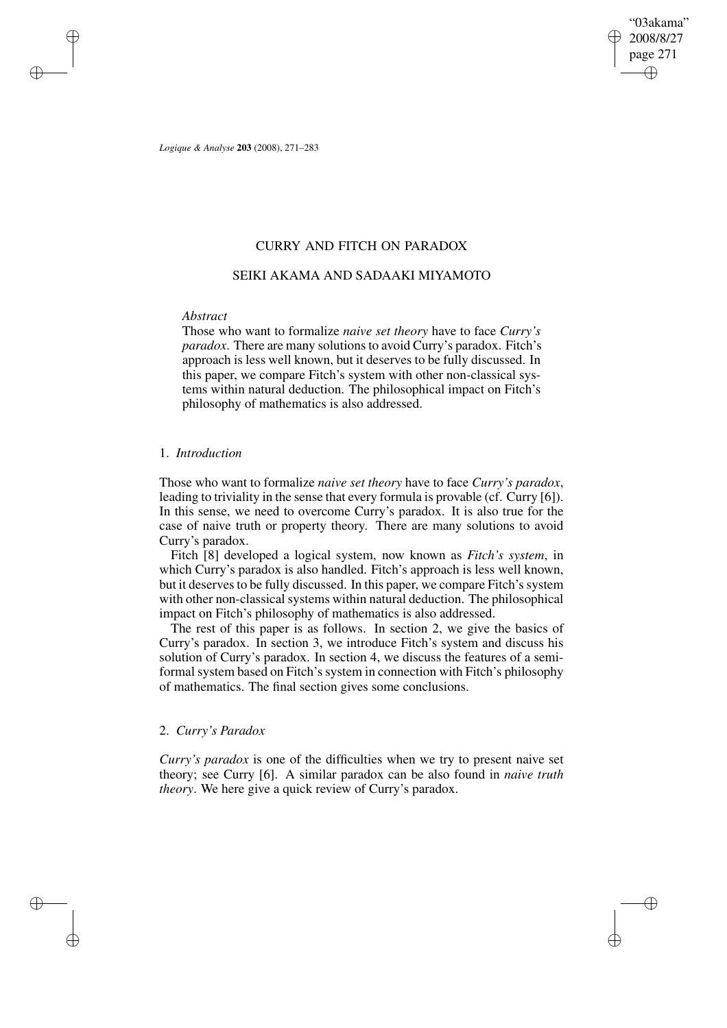# CURRY AND FITCH ON PARADOX

## SEIKI AKAMA AND SADAAKI MIYAMOTO

*Abstract*

Those who want to formalize *naive set theory* have to face *Curry's paradox*. There are many solutions to avoid Curry's paradox. Fitch's approach is less well known, but it deserves to be fully discussed. In this paper, we compare Fitch's system with other non-classical systems within natural deduction. The philosophical impact on Fitch's philosophy of mathematics is also addressed.

## 1. *Introduction*

Those who want to formalize *naive set theory* have to face *Curry's paradox*, leading to triviality in the sense that every formula is provable (cf. Curry [6]). In this sense, we need to overcome Curry's paradox. It is also true for the case of naive truth or property theory. There are many solutions to avoid Curry's paradox.

Fitch [8] developed a logical system, now known as *Fitch's system*, in which Curry's paradox is also handled. Fitch's approach is less well known, but it deserves to be fully discussed. In this paper, we compare Fitch's system with other non-classical systems within natural deduction. The philosophical impact on Fitch's philosophy of mathematics is also addressed.

The rest of this paper is as follows. In section 2, we give the basics of Curry's paradox. In section 3, we introduce Fitch's system and discuss his solution of Curry's paradox. In section 4, we discuss the features of a semi-formal system based on Fitch's system in connection with Fitch's philosophy of mathematics. The final section gives some conclusions.

## 2. *Curry's Paradox*

*Curry's paradox* is one of the difficulties when we try to present naive set theory; see Curry [6]. A similar paradox can be also found in *naive truth theory*. We here give a quick review of Curry's paradox.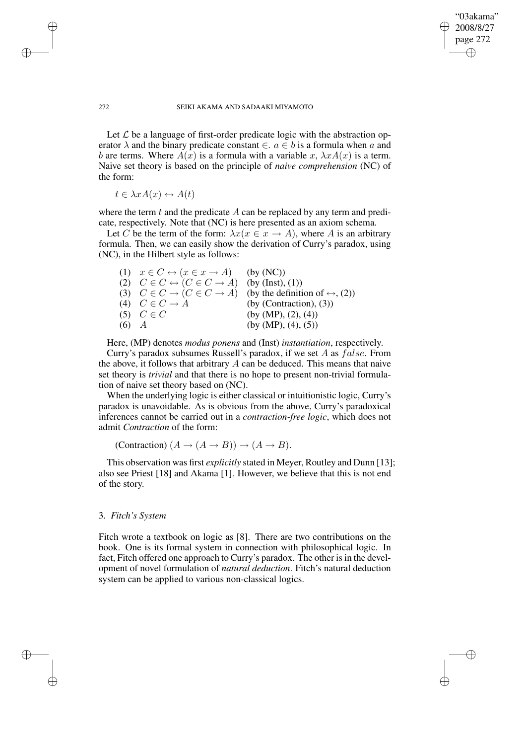Let $\mathcal{L}$ be a language of first-order predicate logic with the abstraction operator $\lambda$ and the binary predicate constant $\in$. $a \in b$ is a formula when $a$ and $b$ are terms. Where $A(x)$ is a formula with a variable $x$, $\lambda x A(x)$ is a term. Naive set theory is based on the principle of *naive comprehension* (NC) of the form:

$$t \in \lambda x A(x) \leftrightarrow A(t)$$

where the term $t$ and the predicate $A$ can be replaced by any term and predicate, respectively. Note that (NC) is here presented as an axiom schema.

Let $C$ be the term of the form: $\lambda x(x \in x \rightarrow A)$, where $A$ is an arbitrary formula. Then, we can easily show the derivation of Curry's paradox, using (NC), in the Hilbert style as follows:

| | | |
|---|---|---|
| (1) | $x \in C \leftrightarrow (x \in x \rightarrow A)$ | (by (NC)) |
| (2) | $C \in C \leftrightarrow (C \in C \rightarrow A)$ | (by (Inst), (1)) |
| (3) | $C \in C \rightarrow (C \in C \rightarrow A)$ | (by the definition of $\leftrightarrow$, (2)) |
| (4) | $C \in C \rightarrow A$ | (by (Contraction), (3)) |
| (5) | $C \in C$ | (by (MP), (2), (4)) |
| (6) | $A$ | (by (MP), (4), (5)) |

Here, (MP) denotes *modus ponens* and (Inst) *instantiation*, respectively.

Curry's paradox subsumes Russell's paradox, if we set $A$ as $false$. From the above, it follows that arbitrary $A$ can be deduced. This means that naive set theory is *trivial* and that there is no hope to present non-trivial formulation of naive set theory based on (NC).

When the underlying logic is either classical or intuitionistic logic, Curry's paradox is unavoidable. As is obvious from the above, Curry's paradoxical inferences cannot be carried out in a *contraction-free logic*, which does not admit *Contraction* of the form:

$$\text{(Contraction) } (A \rightarrow (A \rightarrow B)) \rightarrow (A \rightarrow B).$$

This observation was first *explicitly* stated in Meyer, Routley and Dunn [13]; also see Priest [18] and Akama [1]. However, we believe that this is not end of the story.

## 3. *Fitch's System*

Fitch wrote a textbook on logic as [8]. There are two contributions on the book. One is its formal system in connection with philosophical logic. In fact, Fitch offered one approach to Curry's paradox. The other is in the development of novel formulation of *natural deduction*. Fitch's natural deduction system can be applied to various non-classical logics.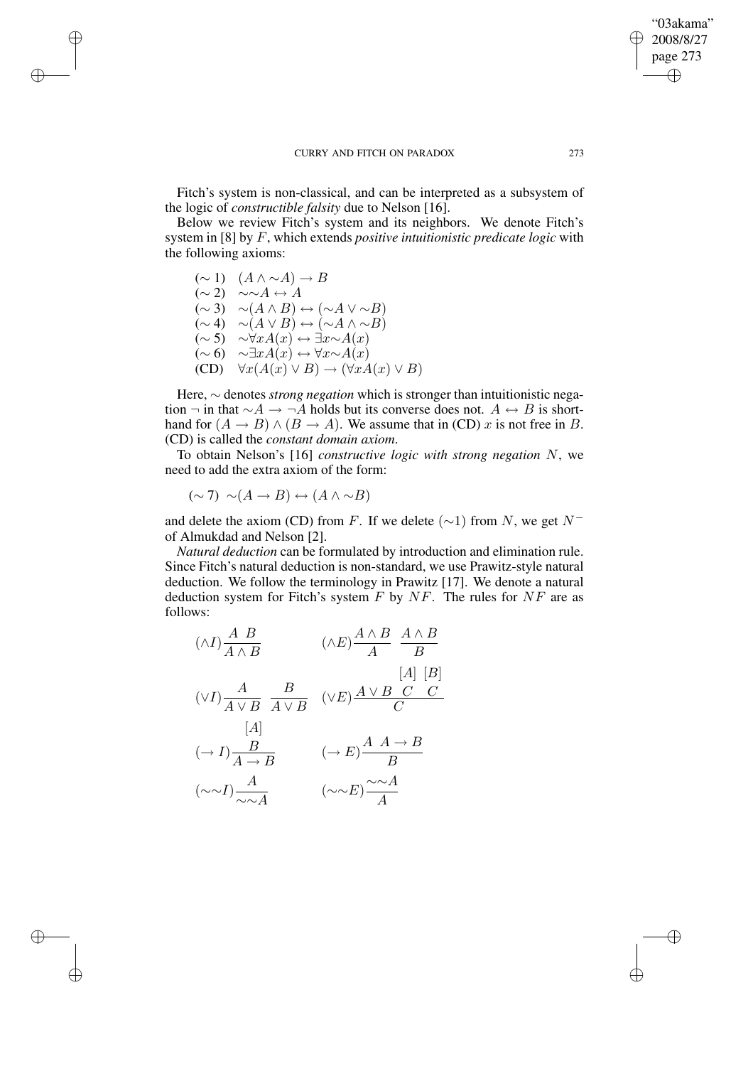Fitch's system is non-classical, and can be interpreted as a subsystem of the logic of *constructible falsity* due to Nelson [16].

Below we review Fitch's system and its neighbors. We denote Fitch's system in [8] by $F$, which extends *positive intuitionistic predicate logic* with the following axioms:

$$
\begin{array}{ll}
(\sim 1) & (A \wedge {\sim}A) \rightarrow B \\
(\sim 2) & {\sim}{\sim}A \leftrightarrow A \\
(\sim 3) & {\sim}(A \wedge B) \leftrightarrow ({\sim}A \vee {\sim}B) \\
(\sim 4) & {\sim}(A \vee B) \leftrightarrow ({\sim}A \wedge {\sim}B) \\
(\sim 5) & {\sim}\forall x A(x) \leftrightarrow \exists x {\sim}A(x) \\
(\sim 6) & {\sim}\exists x A(x) \leftrightarrow \forall x {\sim}A(x) \\
(\mathrm{CD}) & \forall x(A(x) \vee B) \rightarrow (\forall x A(x) \vee B)
\end{array}
$$

Here, $\sim$ denotes *strong negation* which is stronger than intuitionistic negation $\neg$ in that ${\sim}A \rightarrow \neg A$ holds but its converse does not. $A \leftrightarrow B$ is shorthand for $(A \rightarrow B) \wedge (B \rightarrow A)$. We assume that in (CD) $x$ is not free in $B$. (CD) is called the *constant domain axiom*.

To obtain Nelson's [16] *constructive logic with strong negation* $N$, we need to add the extra axiom of the form:

$$(\sim 7) \;\; {\sim}(A \rightarrow B) \leftrightarrow (A \wedge {\sim}B)$$

and delete the axiom (CD) from $F$. If we delete $({\sim}1)$ from $N$, we get $N^{-}$ of Almukdad and Nelson [2].

*Natural deduction* can be formulated by introduction and elimination rule. Since Fitch's natural deduction is non-standard, we use Prawitz-style natural deduction. We follow the terminology in Prawitz [17]. We denote a natural deduction system for Fitch's system $F$ by $NF$. The rules for $NF$ are as follows:

$$(\wedge I)\frac{A \quad B}{A \wedge B} \qquad\qquad (\wedge E)\frac{A \wedge B}{A} \quad \frac{A \wedge B}{B}$$

$$(\vee I)\frac{A}{A \vee B} \quad \frac{B}{A \vee B} \qquad (\vee E)\frac{A \vee B \quad \begin{array}{c}[A]\\ C\end{array} \quad \begin{array}{c}[B]\\ C\end{array}}{C}$$

$$(\rightarrow I)\frac{\begin{array}{c}[A]\\ B\end{array}}{A \rightarrow B} \qquad\qquad (\rightarrow E)\frac{A \quad A \rightarrow B}{B}$$

$$({\sim}{\sim}I)\frac{A}{{\sim}{\sim}A} \qquad\qquad ({\sim}{\sim}E)\frac{{\sim}{\sim}A}{A}$$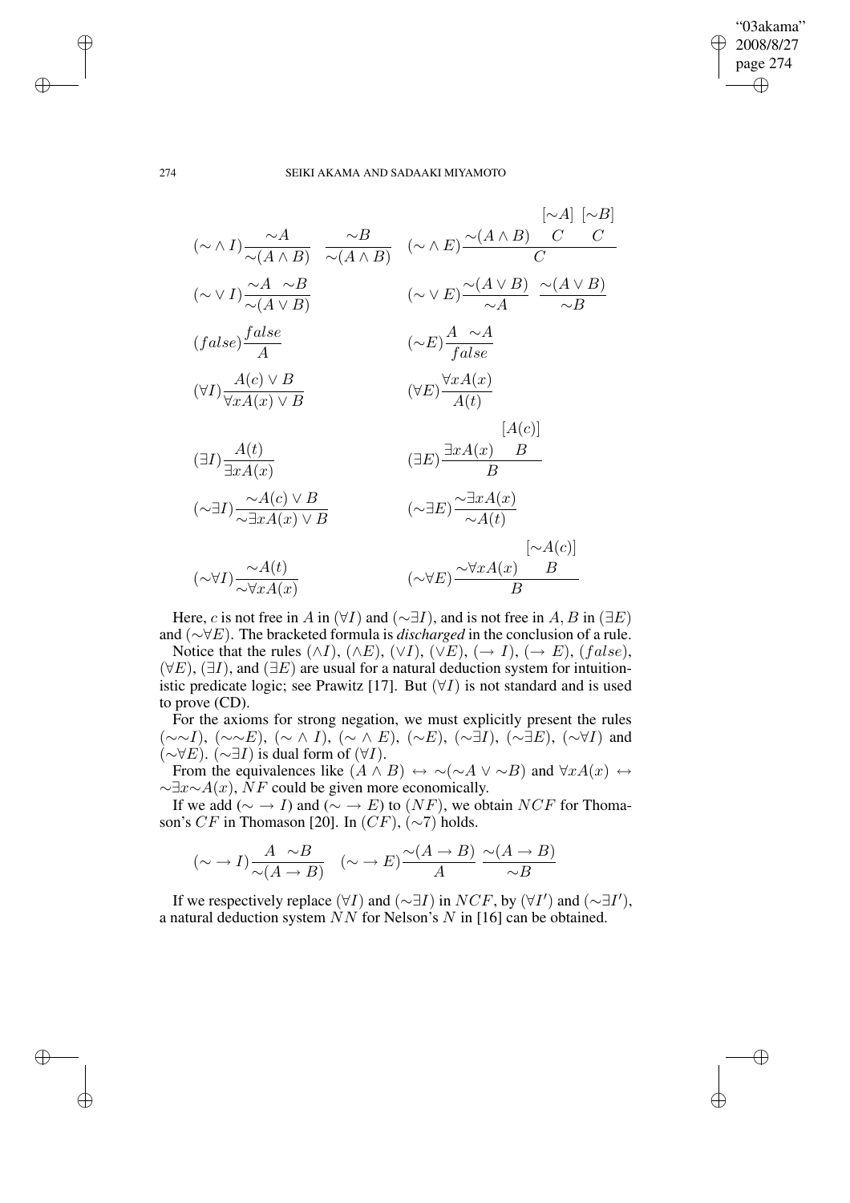$$(\sim\wedge I)\frac{\sim A}{\sim(A\wedge B)} \quad \frac{\sim B}{\sim(A\wedge B)} \qquad (\sim\wedge E)\frac{\sim(A\wedge B) \quad \begin{matrix}[\sim A]\\ C\end{matrix} \quad \begin{matrix}[\sim B]\\ C\end{matrix}}{C}$$

$$(\sim\vee I)\frac{\sim A \quad \sim B}{\sim(A\vee B)} \qquad (\sim\vee E)\frac{\sim(A\vee B)}{\sim A} \quad \frac{\sim(A\vee B)}{\sim B}$$

$$(false)\frac{false}{A} \qquad (\sim E)\frac{A \quad \sim A}{false}$$

$$(\forall I)\frac{A(c)\vee B}{\forall x A(x)\vee B} \qquad (\forall E)\frac{\forall x A(x)}{A(t)}$$

$$(\exists I)\frac{A(t)}{\exists x A(x)} \qquad (\exists E)\frac{\exists x A(x) \quad \begin{matrix}[A(c)]\\ B\end{matrix}}{B}$$

$$(\sim\exists I)\frac{\sim A(c)\vee B}{\sim\exists x A(x)\vee B} \qquad (\sim\exists E)\frac{\sim\exists x A(x)}{\sim A(t)}$$

$$(\sim\forall I)\frac{\sim A(t)}{\sim\forall x A(x)} \qquad (\sim\forall E)\frac{\sim\forall x A(x) \quad \begin{matrix}[\sim A(c)]\\ B\end{matrix}}{B}$$

Here, $c$ is not free in $A$ in $(\forall I)$ and $(\sim\exists I)$, and is not free in $A, B$ in $(\exists E)$ and $(\sim\forall E)$. The bracketed formula is *discharged* in the conclusion of a rule.

Notice that the rules $(\wedge I)$, $(\wedge E)$, $(\vee I)$, $(\vee E)$, $(\rightarrow I)$, $(\rightarrow E)$, $(false)$, $(\forall E)$, $(\exists I)$, and $(\exists E)$ are usual for a natural deduction system for intuitionistic predicate logic; see Prawitz [17]. But $(\forall I)$ is not standard and is used to prove (CD).

For the axioms for strong negation, we must explicitly present the rules $(\sim\sim I)$, $(\sim\sim E)$, $(\sim\wedge I)$, $(\sim\wedge E)$, $(\sim E)$, $(\sim\exists I)$, $(\sim\exists E)$, $(\sim\forall I)$ and $(\sim\forall E)$. $(\sim\exists I)$ is dual form of $(\forall I)$.

From the equivalences like $(A\wedge B)\leftrightarrow\sim(\sim A\vee\sim B)$ and $\forall x A(x)\leftrightarrow\sim\exists x\sim A(x)$, $NF$ could be given more economically.

If we add $(\sim\rightarrow I)$ and $(\sim\rightarrow E)$ to $(NF)$, we obtain $NCF$ for Thomason's $CF$ in Thomason [20]. In $(CF)$, $(\sim 7)$ holds.

$$(\sim\rightarrow I)\frac{A \quad \sim B}{\sim(A\rightarrow B)} \quad (\sim\rightarrow E)\frac{\sim(A\rightarrow B)}{A} \quad \frac{\sim(A\rightarrow B)}{\sim B}$$

If we respectively replace $(\forall I)$ and $(\sim\exists I)$ in $NCF$, by $(\forall I')$ and $(\sim\exists I')$, a natural deduction system $NN$ for Nelson's $N$ in [16] can be obtained.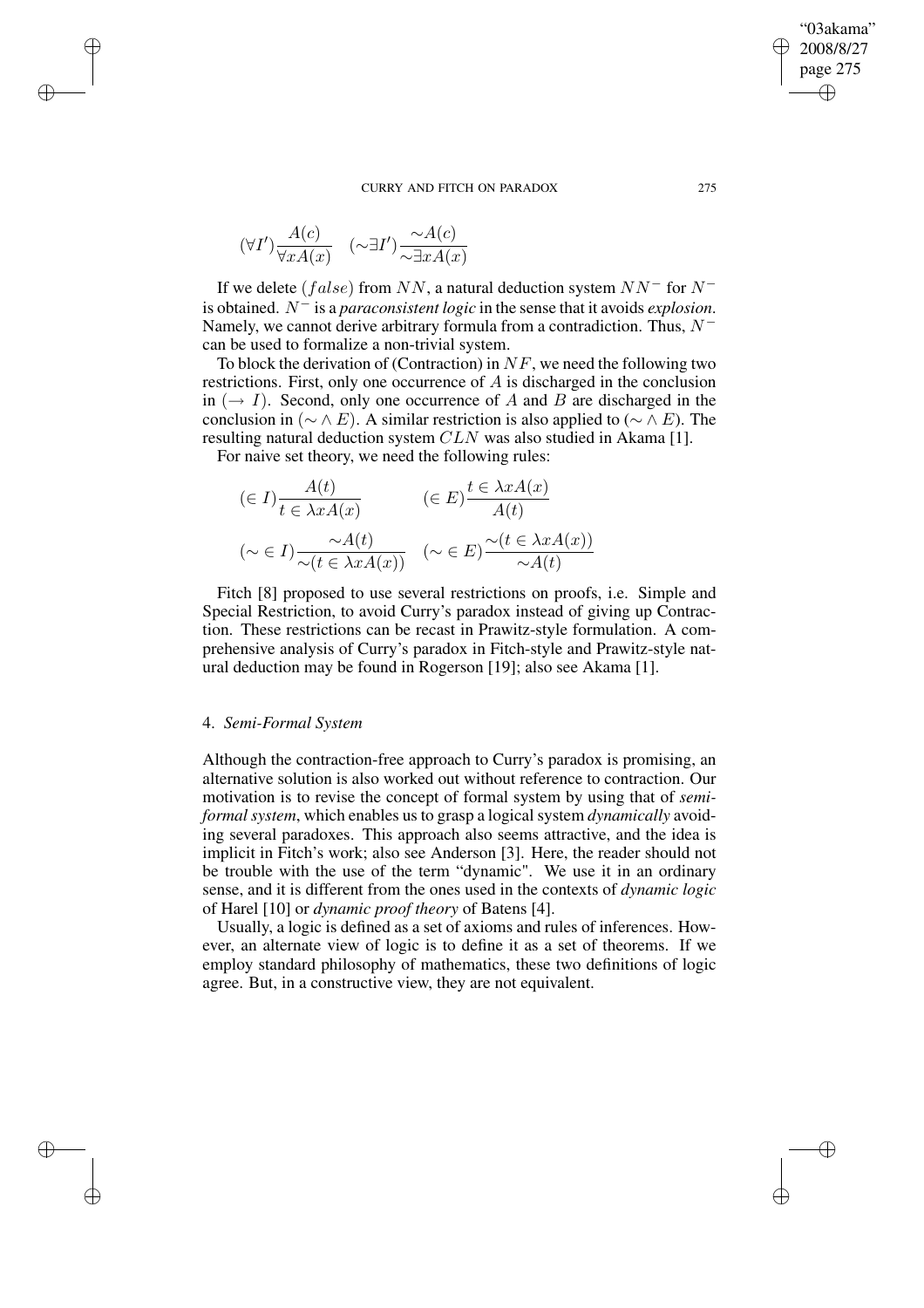$$(\forall I')\frac{A(c)}{\forall x A(x)} \quad (\sim\exists I')\frac{\sim A(c)}{\sim\exists x A(x)}$$

If we delete $(false)$ from $NN$, a natural deduction system $NN^-$ for $N^-$ is obtained. $N^-$ is a *paraconsistent logic* in the sense that it avoids *explosion*. Namely, we cannot derive arbitrary formula from a contradiction. Thus, $N^-$ can be used to formalize a non-trivial system.

To block the derivation of (Contraction) in $NF$, we need the following two restrictions. First, only one occurrence of $A$ is discharged in the conclusion in $(\rightarrow I)$. Second, only one occurrence of $A$ and $B$ are discharged in the conclusion in $(\sim\wedge E)$. A similar restriction is also applied to $(\sim\wedge E)$. The resulting natural deduction system $CLN$ was also studied in Akama [1].

For naive set theory, we need the following rules:

$$(\in I)\frac{A(t)}{t \in \lambda x A(x)} \qquad (\in E)\frac{t \in \lambda x A(x)}{A(t)}$$

$$(\sim\in I)\frac{\sim A(t)}{\sim(t \in \lambda x A(x))} \quad (\sim\in E)\frac{\sim(t \in \lambda x A(x))}{\sim A(t)}$$

Fitch [8] proposed to use several restrictions on proofs, i.e. Simple and Special Restriction, to avoid Curry's paradox instead of giving up Contraction. These restrictions can be recast in Prawitz-style formulation. A comprehensive analysis of Curry's paradox in Fitch-style and Prawitz-style natural deduction may be found in Rogerson [19]; also see Akama [1].

## 4. *Semi-Formal System*

Although the contraction-free approach to Curry's paradox is promising, an alternative solution is also worked out without reference to contraction. Our motivation is to revise the concept of formal system by using that of *semi-formal system*, which enables us to grasp a logical system *dynamically* avoiding several paradoxes. This approach also seems attractive, and the idea is implicit in Fitch's work; also see Anderson [3]. Here, the reader should not be trouble with the use of the term "dynamic". We use it in an ordinary sense, and it is different from the ones used in the contexts of *dynamic logic* of Harel [10] or *dynamic proof theory* of Batens [4].

Usually, a logic is defined as a set of axioms and rules of inferences. However, an alternate view of logic is to define it as a set of theorems. If we employ standard philosophy of mathematics, these two definitions of logic agree. But, in a constructive view, they are not equivalent.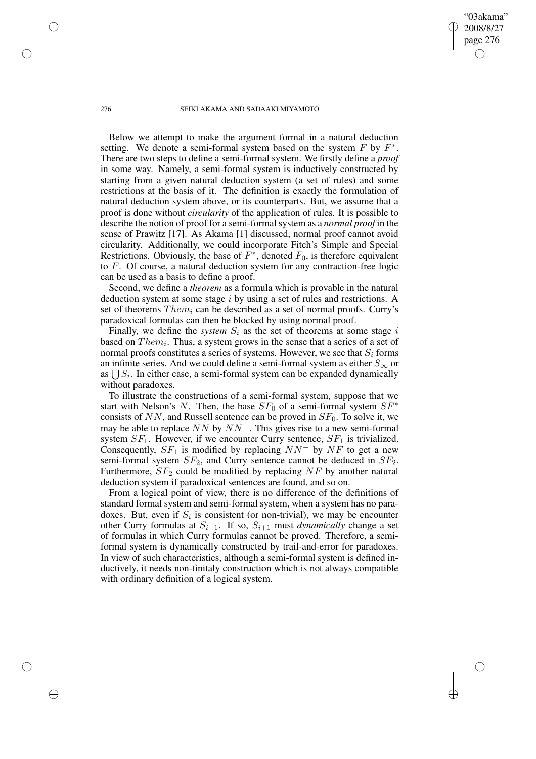Below we attempt to make the argument formal in a natural deduction setting. We denote a semi-formal system based on the system $F$ by $F^*$. There are two steps to define a semi-formal system. We firstly define a *proof* in some way. Namely, a semi-formal system is inductively constructed by starting from a given natural deduction system (a set of rules) and some restrictions at the basis of it. The definition is exactly the formulation of natural deduction system above, or its counterparts. But, we assume that a proof is done without *circularity* of the application of rules. It is possible to describe the notion of proof for a semi-formal system as a *normal proof* in the sense of Prawitz [17]. As Akama [1] discussed, normal proof cannot avoid circularity. Additionally, we could incorporate Fitch's Simple and Special Restrictions. Obviously, the base of $F^*$, denoted $F_0$, is therefore equivalent to $F$. Of course, a natural deduction system for any contraction-free logic can be used as a basis to define a proof.

Second, we define a *theorem* as a formula which is provable in the natural deduction system at some stage $i$ by using a set of rules and restrictions. A set of theorems $Them_i$ can be described as a set of normal proofs. Curry's paradoxical formulas can then be blocked by using normal proof.

Finally, we define the *system* $S_i$ as the set of theorems at some stage $i$ based on $Them_i$. Thus, a system grows in the sense that a series of a set of normal proofs constitutes a series of systems. However, we see that $S_i$ forms an infinite series. And we could define a semi-formal system as either $S_\infty$ or as $\bigcup S_i$. In either case, a semi-formal system can be expanded dynamically without paradoxes.

To illustrate the constructions of a semi-formal system, suppose that we start with Nelson's $N$. Then, the base $SF_0$ of a semi-formal system $SF^*$ consists of $NN$, and Russell sentence can be proved in $SF_0$. To solve it, we may be able to replace $NN$ by $NN^-$. This gives rise to a new semi-formal system $SF_1$. However, if we encounter Curry sentence, $SF_1$ is trivialized. Consequently, $SF_1$ is modified by replacing $NN^-$ by $NF$ to get a new semi-formal system $SF_2$, and Curry sentence cannot be deduced in $SF_2$. Furthermore, $SF_2$ could be modified by replacing $NF$ by another natural deduction system if paradoxical sentences are found, and so on.

From a logical point of view, there is no difference of the definitions of standard formal system and semi-formal system, when a system has no paradoxes. But, even if $S_i$ is consistent (or non-trivial), we may be encounter other Curry formulas at $S_{i+1}$. If so, $S_{i+1}$ must *dynamically* change a set of formulas in which Curry formulas cannot be proved. Therefore, a semi-formal system is dynamically constructed by trail-and-error for paradoxes. In view of such characteristics, although a semi-formal system is defined inductively, it needs non-finitaly construction which is not always compatible with ordinary definition of a logical system.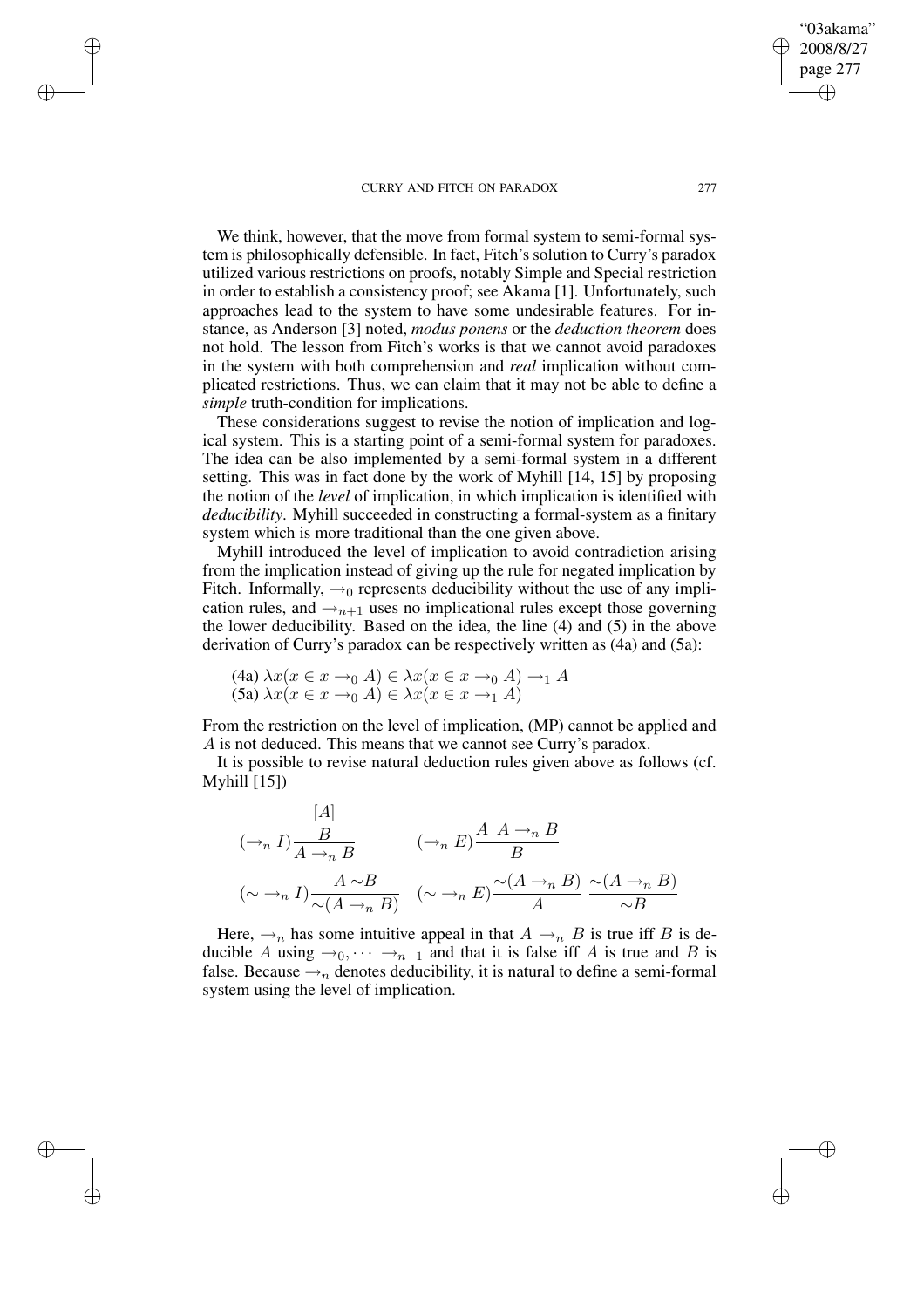We think, however, that the move from formal system to semi-formal system is philosophically defensible. In fact, Fitch's solution to Curry's paradox utilized various restrictions on proofs, notably Simple and Special restriction in order to establish a consistency proof; see Akama [1]. Unfortunately, such approaches lead to the system to have some undesirable features. For instance, as Anderson [3] noted, *modus ponens* or the *deduction theorem* does not hold. The lesson from Fitch's works is that we cannot avoid paradoxes in the system with both comprehension and *real* implication without complicated restrictions. Thus, we can claim that it may not be able to define a *simple* truth-condition for implications.

These considerations suggest to revise the notion of implication and logical system. This is a starting point of a semi-formal system for paradoxes. The idea can be also implemented by a semi-formal system in a different setting. This was in fact done by the work of Myhill [14, 15] by proposing the notion of the *level* of implication, in which implication is identified with *deducibility*. Myhill succeeded in constructing a formal-system as a finitary system which is more traditional than the one given above.

Myhill introduced the level of implication to avoid contradiction arising from the implication instead of giving up the rule for negated implication by Fitch. Informally, $\rightarrow_0$ represents deducibility without the use of any implication rules, and $\rightarrow_{n+1}$ uses no implicational rules except those governing the lower deducibility. Based on the idea, the line (4) and (5) in the above derivation of Curry's paradox can be respectively written as (4a) and (5a):

(4a) $\lambda x(x \in x \rightarrow_0 A) \in \lambda x(x \in x \rightarrow_0 A) \rightarrow_1 A$
(5a) $\lambda x(x \in x \rightarrow_0 A) \in \lambda x(x \in x \rightarrow_1 A)$

From the restriction on the level of implication, (MP) cannot be applied and $A$ is not deduced. This means that we cannot see Curry's paradox.

It is possible to revise natural deduction rules given above as follows (cf. Myhill [15])

$$(\rightarrow_n I)\frac{\begin{matrix}[A]\\ B\end{matrix}}{A \rightarrow_n B} \qquad (\rightarrow_n E)\frac{A \;\; A \rightarrow_n B}{B}$$

$$(\sim \rightarrow_n I)\frac{A \;\sim B}{\sim(A \rightarrow_n B)} \quad (\sim \rightarrow_n E)\frac{\sim(A \rightarrow_n B)}{A} \; \frac{\sim(A \rightarrow_n B)}{\sim B}$$

Here, $\rightarrow_n$ has some intuitive appeal in that $A \rightarrow_n B$ is true iff $B$ is deducible $A$ using $\rightarrow_0, \cdots \rightarrow_{n-1}$ and that it is false iff $A$ is true and $B$ is false. Because $\rightarrow_n$ denotes deducibility, it is natural to define a semi-formal system using the level of implication.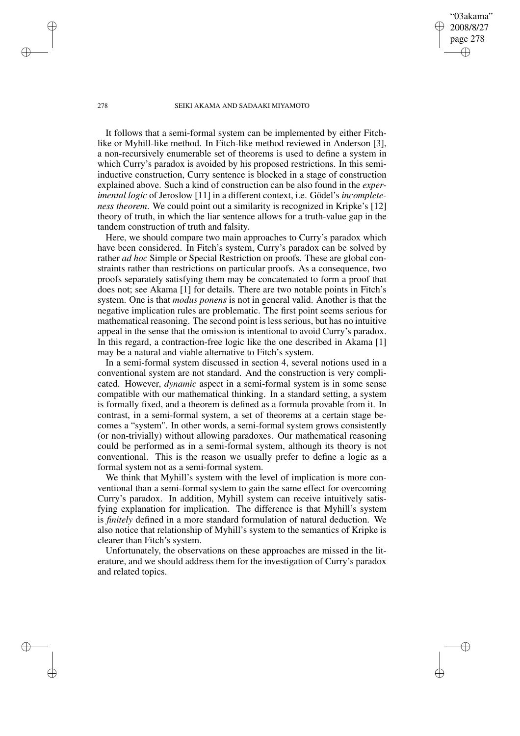It follows that a semi-formal system can be implemented by either Fitch-like or Myhill-like method. In Fitch-like method reviewed in Anderson [3], a non-recursively enumerable set of theorems is used to define a system in which Curry's paradox is avoided by his proposed restrictions. In this semi-inductive construction, Curry sentence is blocked in a stage of construction explained above. Such a kind of construction can be also found in the *experimental logic* of Jeroslow [11] in a different context, i.e. Gödel's *incompleteness theorem*. We could point out a similarity is recognized in Kripke's [12] theory of truth, in which the liar sentence allows for a truth-value gap in the tandem construction of truth and falsity.

Here, we should compare two main approaches to Curry's paradox which have been considered. In Fitch's system, Curry's paradox can be solved by rather *ad hoc* Simple or Special Restriction on proofs. These are global constraints rather than restrictions on particular proofs. As a consequence, two proofs separately satisfying them may be concatenated to form a proof that does not; see Akama [1] for details. There are two notable points in Fitch's system. One is that *modus ponens* is not in general valid. Another is that the negative implication rules are problematic. The first point seems serious for mathematical reasoning. The second point is less serious, but has no intuitive appeal in the sense that the omission is intentional to avoid Curry's paradox. In this regard, a contraction-free logic like the one described in Akama [1] may be a natural and viable alternative to Fitch's system.

In a semi-formal system discussed in section 4, several notions used in a conventional system are not standard. And the construction is very complicated. However, *dynamic* aspect in a semi-formal system is in some sense compatible with our mathematical thinking. In a standard setting, a system is formally fixed, and a theorem is defined as a formula provable from it. In contrast, in a semi-formal system, a set of theorems at a certain stage becomes a "system". In other words, a semi-formal system grows consistently (or non-trivially) without allowing paradoxes. Our mathematical reasoning could be performed as in a semi-formal system, although its theory is not conventional. This is the reason we usually prefer to define a logic as a formal system not as a semi-formal system.

We think that Myhill's system with the level of implication is more conventional than a semi-formal system to gain the same effect for overcoming Curry's paradox. In addition, Myhill system can receive intuitively satisfying explanation for implication. The difference is that Myhill's system is *finitely* defined in a more standard formulation of natural deduction. We also notice that relationship of Myhill's system to the semantics of Kripke is clearer than Fitch's system.

Unfortunately, the observations on these approaches are missed in the literature, and we should address them for the investigation of Curry's paradox and related topics.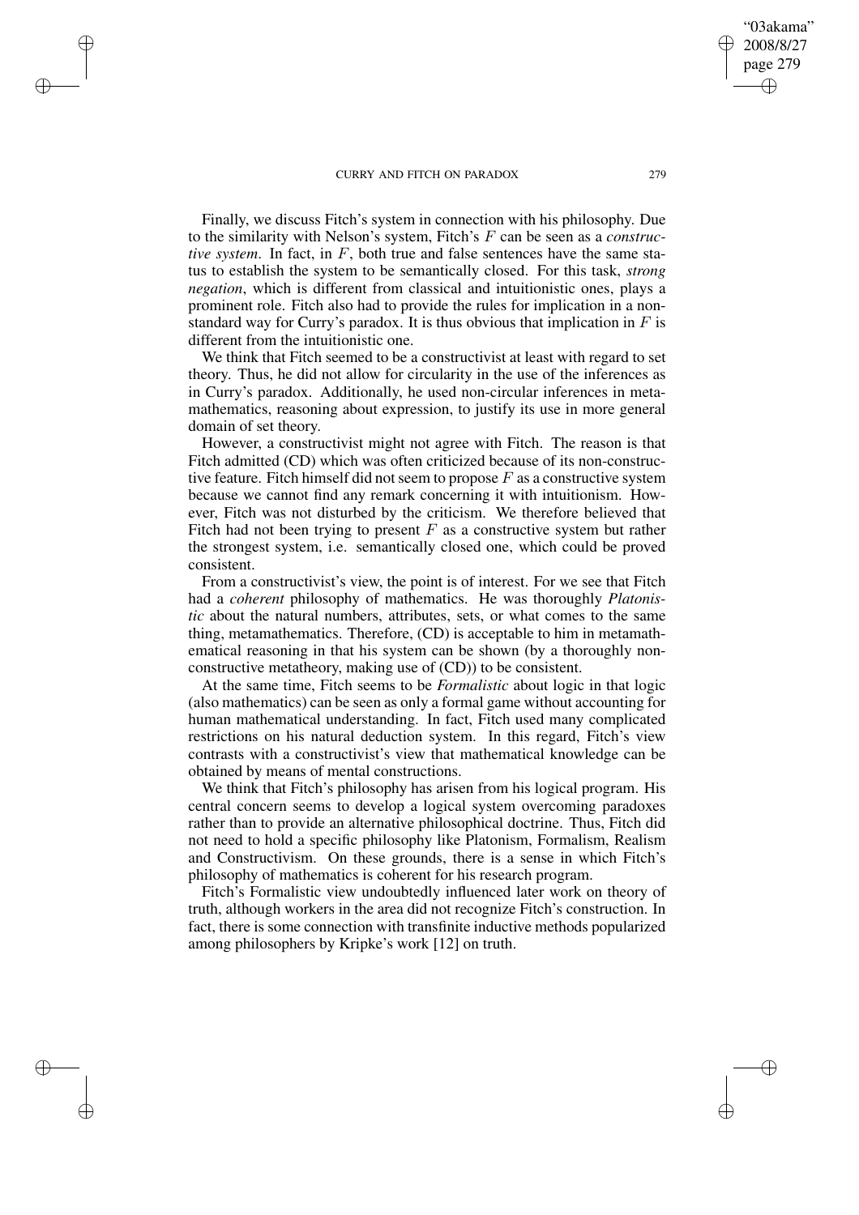Finally, we discuss Fitch's system in connection with his philosophy. Due to the similarity with Nelson's system, Fitch's $F$ can be seen as a *constructive system*. In fact, in $F$, both true and false sentences have the same status to establish the system to be semantically closed. For this task, *strong negation*, which is different from classical and intuitionistic ones, plays a prominent role. Fitch also had to provide the rules for implication in a non-standard way for Curry's paradox. It is thus obvious that implication in $F$ is different from the intuitionistic one.

We think that Fitch seemed to be a constructivist at least with regard to set theory. Thus, he did not allow for circularity in the use of the inferences as in Curry's paradox. Additionally, he used non-circular inferences in metamathematics, reasoning about expression, to justify its use in more general domain of set theory.

However, a constructivist might not agree with Fitch. The reason is that Fitch admitted (CD) which was often criticized because of its non-constructive feature. Fitch himself did not seem to propose $F$ as a constructive system because we cannot find any remark concerning it with intuitionism. However, Fitch was not disturbed by the criticism. We therefore believed that Fitch had not been trying to present $F$ as a constructive system but rather the strongest system, i.e. semantically closed one, which could be proved consistent.

From a constructivist's view, the point is of interest. For we see that Fitch had a *coherent* philosophy of mathematics. He was thoroughly *Platonistic* about the natural numbers, attributes, sets, or what comes to the same thing, metamathematics. Therefore, (CD) is acceptable to him in metamathematical reasoning in that his system can be shown (by a thoroughly non-constructive metatheory, making use of (CD)) to be consistent.

At the same time, Fitch seems to be *Formalistic* about logic in that logic (also mathematics) can be seen as only a formal game without accounting for human mathematical understanding. In fact, Fitch used many complicated restrictions on his natural deduction system. In this regard, Fitch's view contrasts with a constructivist's view that mathematical knowledge can be obtained by means of mental constructions.

We think that Fitch's philosophy has arisen from his logical program. His central concern seems to develop a logical system overcoming paradoxes rather than to provide an alternative philosophical doctrine. Thus, Fitch did not need to hold a specific philosophy like Platonism, Formalism, Realism and Constructivism. On these grounds, there is a sense in which Fitch's philosophy of mathematics is coherent for his research program.

Fitch's Formalistic view undoubtedly influenced later work on theory of truth, although workers in the area did not recognize Fitch's construction. In fact, there is some connection with transfinite inductive methods popularized among philosophers by Kripke's work [12] on truth.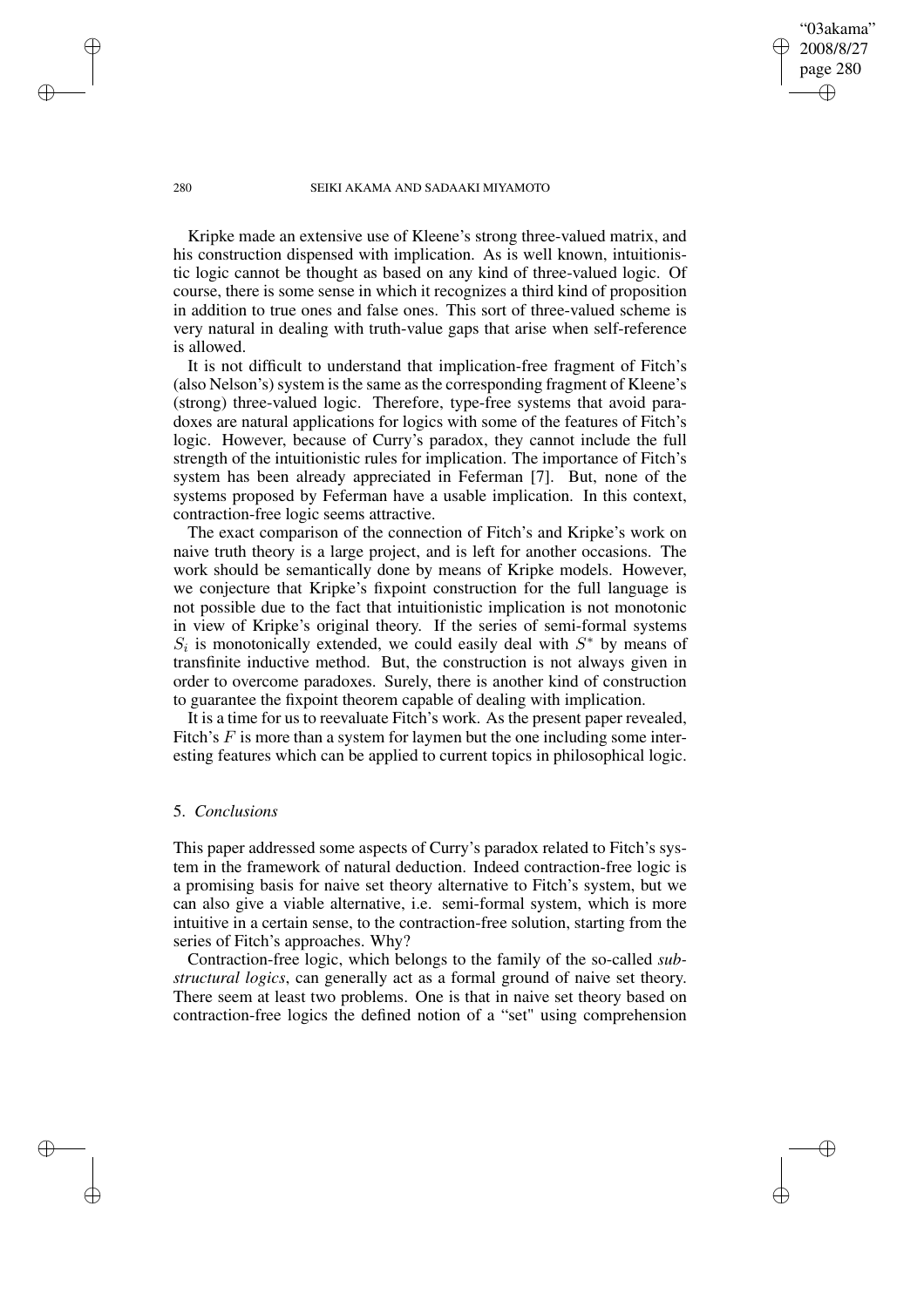Kripke made an extensive use of Kleene's strong three-valued matrix, and his construction dispensed with implication. As is well known, intuitionistic logic cannot be thought as based on any kind of three-valued logic. Of course, there is some sense in which it recognizes a third kind of proposition in addition to true ones and false ones. This sort of three-valued scheme is very natural in dealing with truth-value gaps that arise when self-reference is allowed.

It is not difficult to understand that implication-free fragment of Fitch's (also Nelson's) system is the same as the corresponding fragment of Kleene's (strong) three-valued logic. Therefore, type-free systems that avoid paradoxes are natural applications for logics with some of the features of Fitch's logic. However, because of Curry's paradox, they cannot include the full strength of the intuitionistic rules for implication. The importance of Fitch's system has been already appreciated in Feferman [7]. But, none of the systems proposed by Feferman have a usable implication. In this context, contraction-free logic seems attractive.

The exact comparison of the connection of Fitch's and Kripke's work on naive truth theory is a large project, and is left for another occasions. The work should be semantically done by means of Kripke models. However, we conjecture that Kripke's fixpoint construction for the full language is not possible due to the fact that intuitionistic implication is not monotonic in view of Kripke's original theory. If the series of semi-formal systems $S_i$ is monotonically extended, we could easily deal with $S^*$ by means of transfinite inductive method. But, the construction is not always given in order to overcome paradoxes. Surely, there is another kind of construction to guarantee the fixpoint theorem capable of dealing with implication.

It is a time for us to reevaluate Fitch's work. As the present paper revealed, Fitch's $F$ is more than a system for laymen but the one including some interesting features which can be applied to current topics in philosophical logic.

## 5. *Conclusions*

This paper addressed some aspects of Curry's paradox related to Fitch's system in the framework of natural deduction. Indeed contraction-free logic is a promising basis for naive set theory alternative to Fitch's system, but we can also give a viable alternative, i.e. semi-formal system, which is more intuitive in a certain sense, to the contraction-free solution, starting from the series of Fitch's approaches. Why?

Contraction-free logic, which belongs to the family of the so-called *substructural logics*, can generally act as a formal ground of naive set theory. There seem at least two problems. One is that in naive set theory based on contraction-free logics the defined notion of a "set" using comprehension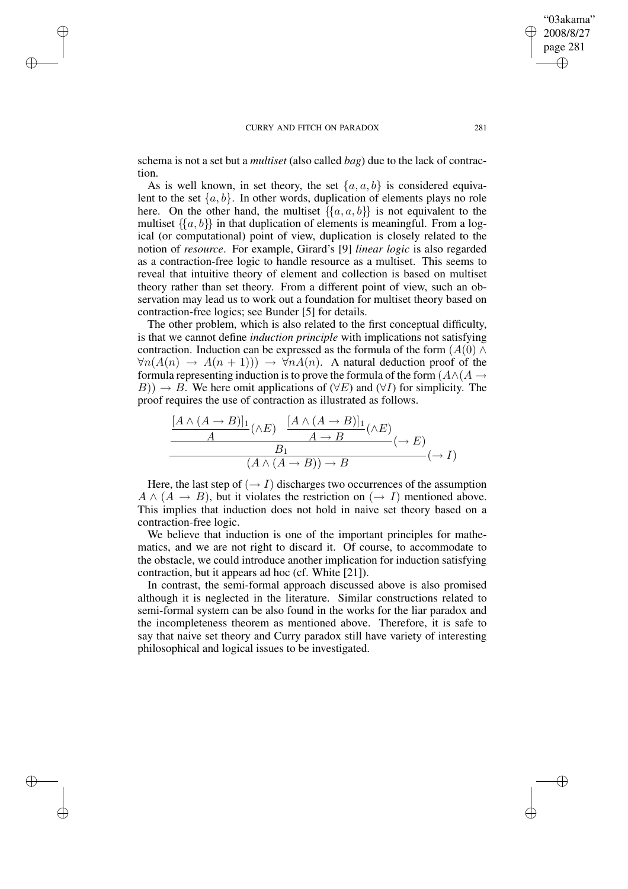schema is not a set but a *multiset* (also called *bag*) due to the lack of contraction.

As is well known, in set theory, the set $\{a, a, b\}$ is considered equivalent to the set $\{a, b\}$. In other words, duplication of elements plays no role here. On the other hand, the multiset $\{\{a, a, b\}\}$ is not equivalent to the multiset $\{\{a, b\}\}$ in that duplication of elements is meaningful. From a logical (or computational) point of view, duplication is closely related to the notion of *resource*. For example, Girard's [9] *linear logic* is also regarded as a contraction-free logic to handle resource as a multiset. This seems to reveal that intuitive theory of element and collection is based on multiset theory rather than set theory. From a different point of view, such an observation may lead us to work out a foundation for multiset theory based on contraction-free logics; see Bunder [5] for details.

The other problem, which is also related to the first conceptual difficulty, is that we cannot define *induction principle* with implications not satisfying contraction. Induction can be expressed as the formula of the form $(A(0) \wedge \forall n(A(n) \rightarrow A(n+1))) \rightarrow \forall n A(n)$. A natural deduction proof of the formula representing induction is to prove the formula of the form $(A \wedge (A \rightarrow B)) \rightarrow B$. We here omit applications of $(\forall E)$ and $(\forall I)$ for simplicity. The proof requires the use of contraction as illustrated as follows.

$$\dfrac{\dfrac{\dfrac{[A \wedge (A \rightarrow B)]_1}{A}(\wedge E) \quad \dfrac{[A \wedge (A \rightarrow B)]_1}{A \rightarrow B}(\wedge E)}{B_1}(\rightarrow E)}{(A \wedge (A \rightarrow B)) \rightarrow B}(\rightarrow I)$$

Here, the last step of $(\rightarrow I)$ discharges two occurrences of the assumption $A \wedge (A \rightarrow B)$, but it violates the restriction on $(\rightarrow I)$ mentioned above. This implies that induction does not hold in naive set theory based on a contraction-free logic.

We believe that induction is one of the important principles for mathematics, and we are not right to discard it. Of course, to accommodate to the obstacle, we could introduce another implication for induction satisfying contraction, but it appears ad hoc (cf. White [21]).

In contrast, the semi-formal approach discussed above is also promised although it is neglected in the literature. Similar constructions related to semi-formal system can be also found in the works for the liar paradox and the incompleteness theorem as mentioned above. Therefore, it is safe to say that naive set theory and Curry paradox still have variety of interesting philosophical and logical issues to be investigated.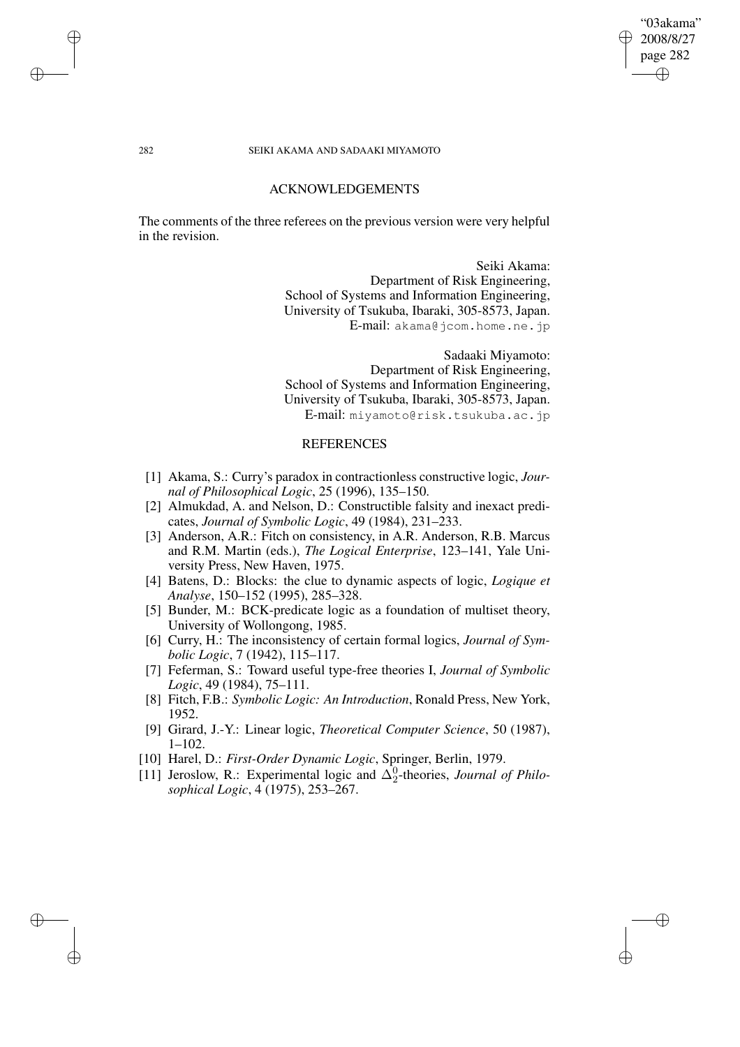## ACKNOWLEDGEMENTS

The comments of the three referees on the previous version were very helpful in the revision.

Seiki Akama:
Department of Risk Engineering,
School of Systems and Information Engineering,
University of Tsukuba, Ibaraki, 305-8573, Japan.
E-mail: akama@jcom.home.ne.jp

Sadaaki Miyamoto:
Department of Risk Engineering,
School of Systems and Information Engineering,
University of Tsukuba, Ibaraki, 305-8573, Japan.
E-mail: miyamoto@risk.tsukuba.ac.jp

## REFERENCES

[1] Akama, S.: Curry's paradox in contractionless constructive logic, *Journal of Philosophical Logic*, 25 (1996), 135–150.

[2] Almukdad, A. and Nelson, D.: Constructible falsity and inexact predicates, *Journal of Symbolic Logic*, 49 (1984), 231–233.

[3] Anderson, A.R.: Fitch on consistency, in A.R. Anderson, R.B. Marcus and R.M. Martin (eds.), *The Logical Enterprise*, 123–141, Yale University Press, New Haven, 1975.

[4] Batens, D.: Blocks: the clue to dynamic aspects of logic, *Logique et Analyse*, 150–152 (1995), 285–328.

[5] Bunder, M.: BCK-predicate logic as a foundation of multiset theory, University of Wollongong, 1985.

[6] Curry, H.: The inconsistency of certain formal logics, *Journal of Symbolic Logic*, 7 (1942), 115–117.

[7] Feferman, S.: Toward useful type-free theories I, *Journal of Symbolic Logic*, 49 (1984), 75–111.

[8] Fitch, F.B.: *Symbolic Logic: An Introduction*, Ronald Press, New York, 1952.

[9] Girard, J.-Y.: Linear logic, *Theoretical Computer Science*, 50 (1987), 1–102.

[10] Harel, D.: *First-Order Dynamic Logic*, Springer, Berlin, 1979.

[11] Jeroslow, R.: Experimental logic and $\Delta_2^0$-theories, *Journal of Philosophical Logic*, 4 (1975), 253–267.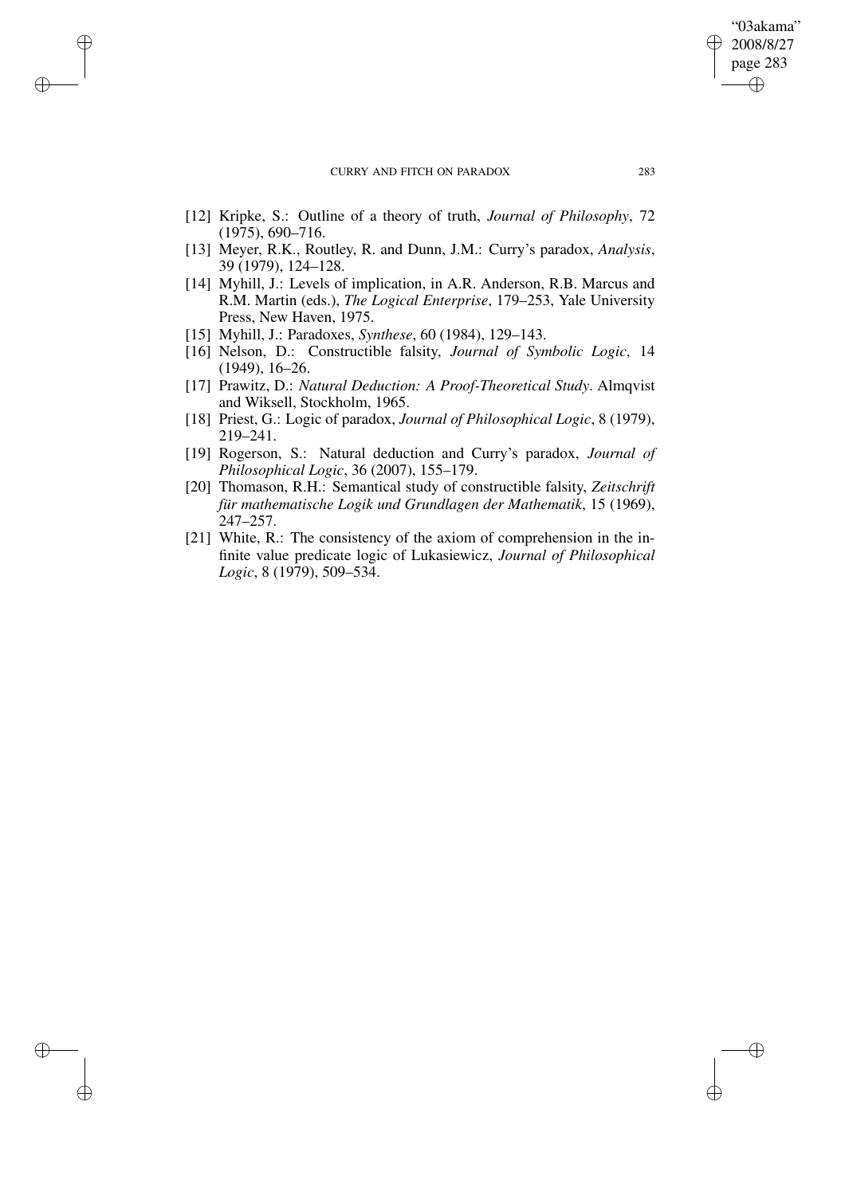[12] Kripke, S.: Outline of a theory of truth, *Journal of Philosophy*, 72 (1975), 690–716.

[13] Meyer, R.K., Routley, R. and Dunn, J.M.: Curry's paradox, *Analysis*, 39 (1979), 124–128.

[14] Myhill, J.: Levels of implication, in A.R. Anderson, R.B. Marcus and R.M. Martin (eds.), *The Logical Enterprise*, 179–253, Yale University Press, New Haven, 1975.

[15] Myhill, J.: Paradoxes, *Synthese*, 60 (1984), 129–143.

[16] Nelson, D.: Constructible falsity, *Journal of Symbolic Logic*, 14 (1949), 16–26.

[17] Prawitz, D.: *Natural Deduction: A Proof-Theoretical Study*. Almqvist and Wiksell, Stockholm, 1965.

[18] Priest, G.: Logic of paradox, *Journal of Philosophical Logic*, 8 (1979), 219–241.

[19] Rogerson, S.: Natural deduction and Curry's paradox, *Journal of Philosophical Logic*, 36 (2007), 155–179.

[20] Thomason, R.H.: Semantical study of constructible falsity, *Zeitschrift für mathematische Logik und Grundlagen der Mathematik*, 15 (1969), 247–257.

[21] White, R.: The consistency of the axiom of comprehension in the infinite value predicate logic of Lukasiewicz, *Journal of Philosophical Logic*, 8 (1979), 509–534.